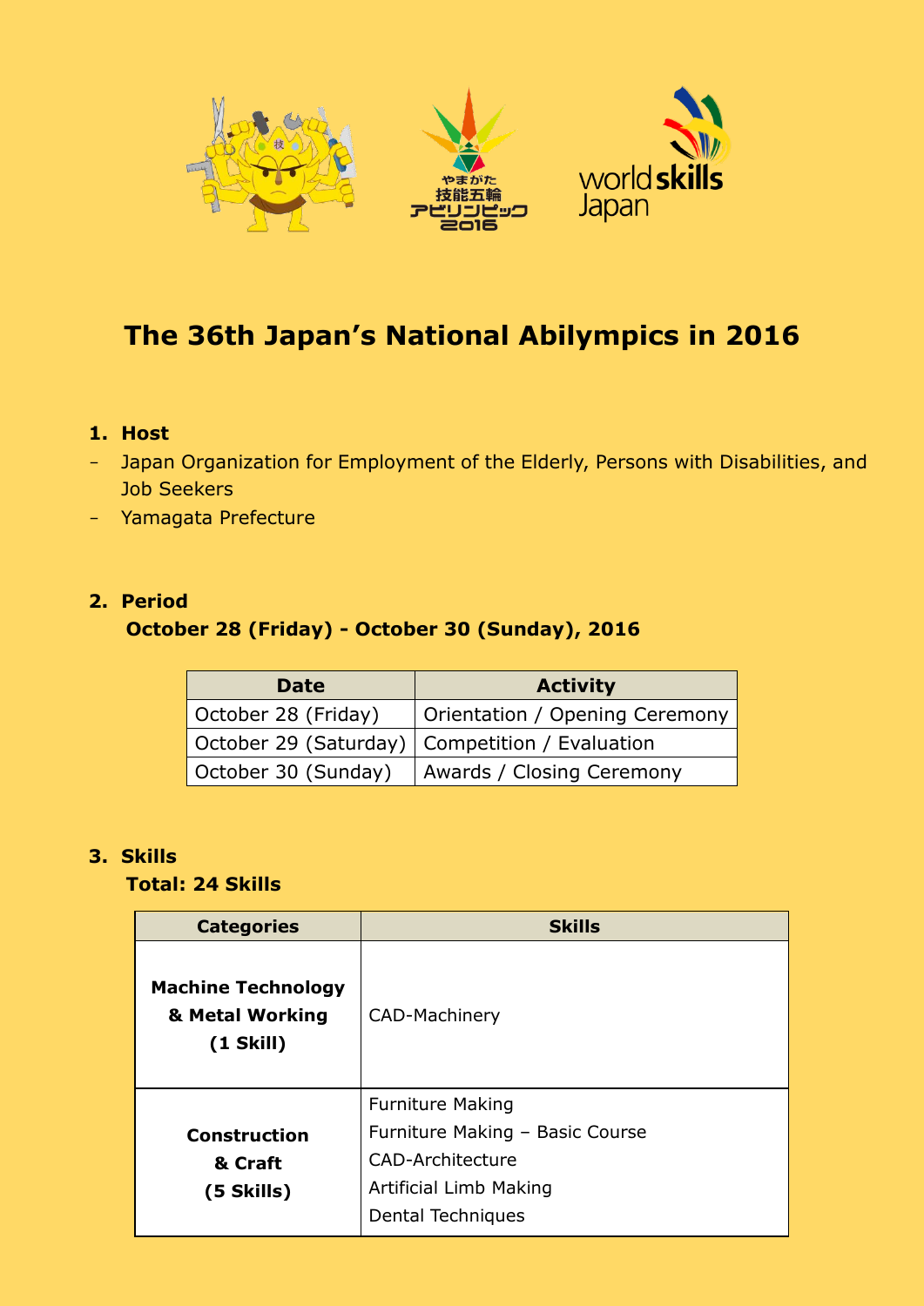# The 36th Japan's National Abilympics in 2016

## 1. Host

- Japan Organization for Employment of the Elderly, Persons with Disabilities, and Job Seekers
- Yamagata Prefecture

## 2. Period

**October 28 (Friday) - October 30 (Sunday), 2016**

| Date | Activity |
|---|---|
| October 28 (Friday) | Orientation / Opening Ceremony |
| October 29 (Saturday) | Competition / Evaluation |
| October 30 (Sunday) | Awards / Closing Ceremony |

## 3. Skills

**Total: 24 Skills**

| Categories | Skills |
|---|---|
| **Machine Technology & Metal Working (1 Skill)** | CAD-Machinery |
| **Construction & Craft (5 Skills)** | Furniture Making<br>Furniture Making – Basic Course<br>CAD-Architecture<br>Artificial Limb Making<br>Dental Techniques |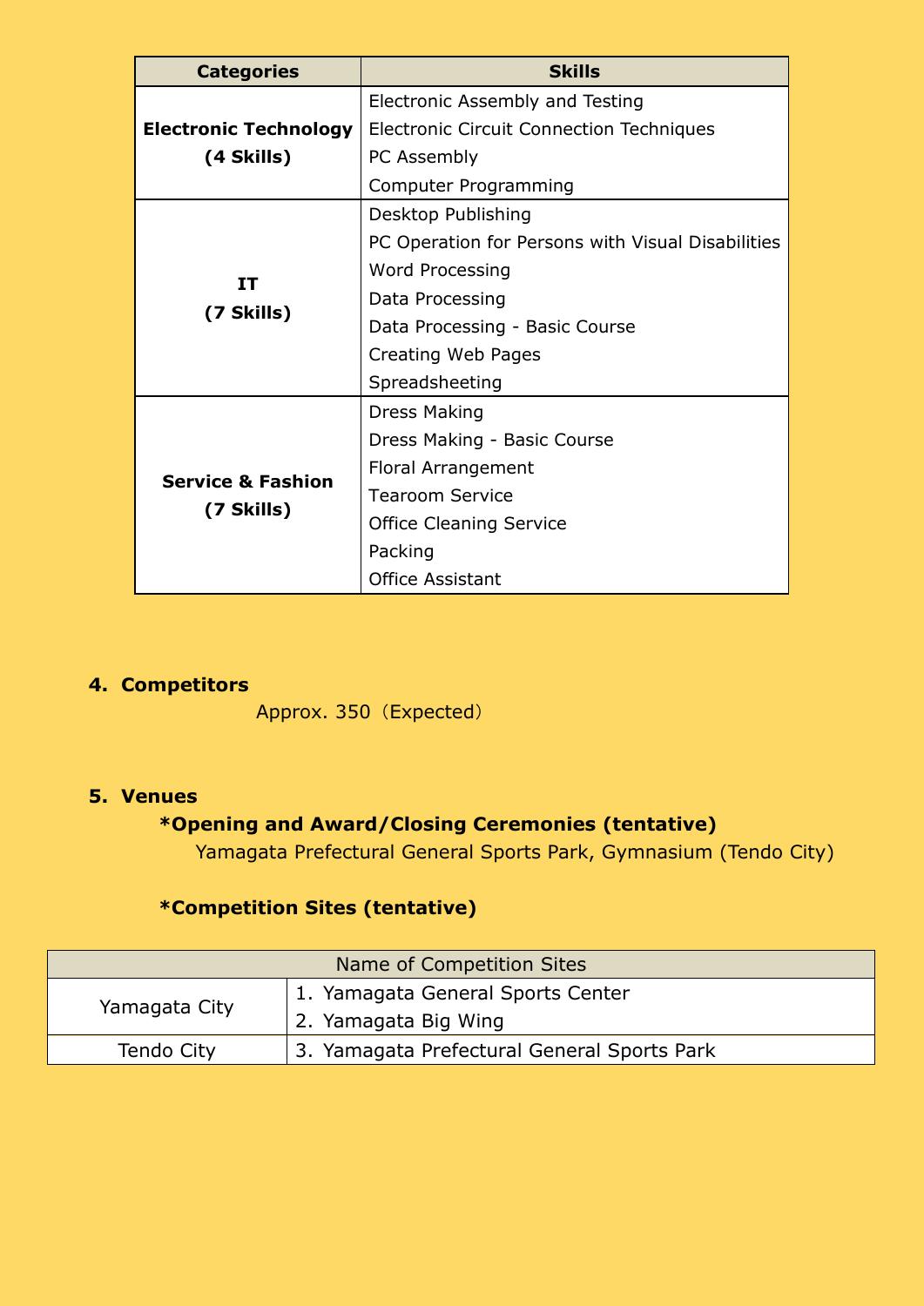| Categories | Skills |
|---|---|
| **Electronic Technology (4 Skills)** | Electronic Assembly and Testing |
| | Electronic Circuit Connection Techniques |
| | PC Assembly |
| | Computer Programming |
| **IT (7 Skills)** | Desktop Publishing |
| | PC Operation for Persons with Visual Disabilities |
| | Word Processing |
| | Data Processing |
| | Data Processing - Basic Course |
| | Creating Web Pages |
| | Spreadsheeting |
| **Service & Fashion (7 Skills)** | Dress Making |
| | Dress Making - Basic Course |
| | Floral Arrangement |
| | Tearoom Service |
| | Office Cleaning Service |
| | Packing |
| | Office Assistant |

4. **Competitors**

Approx. 350（Expected）

5. **Venues**

**\*Opening and Award/Closing Ceremonies (tentative)**

Yamagata Prefectural General Sports Park, Gymnasium (Tendo City)

**\*Competition Sites (tentative)**

| Name of Competition Sites | |
|---|---|
| Yamagata City | 1. Yamagata General Sports Center |
| | 2. Yamagata Big Wing |
| Tendo City | 3. Yamagata Prefectural General Sports Park |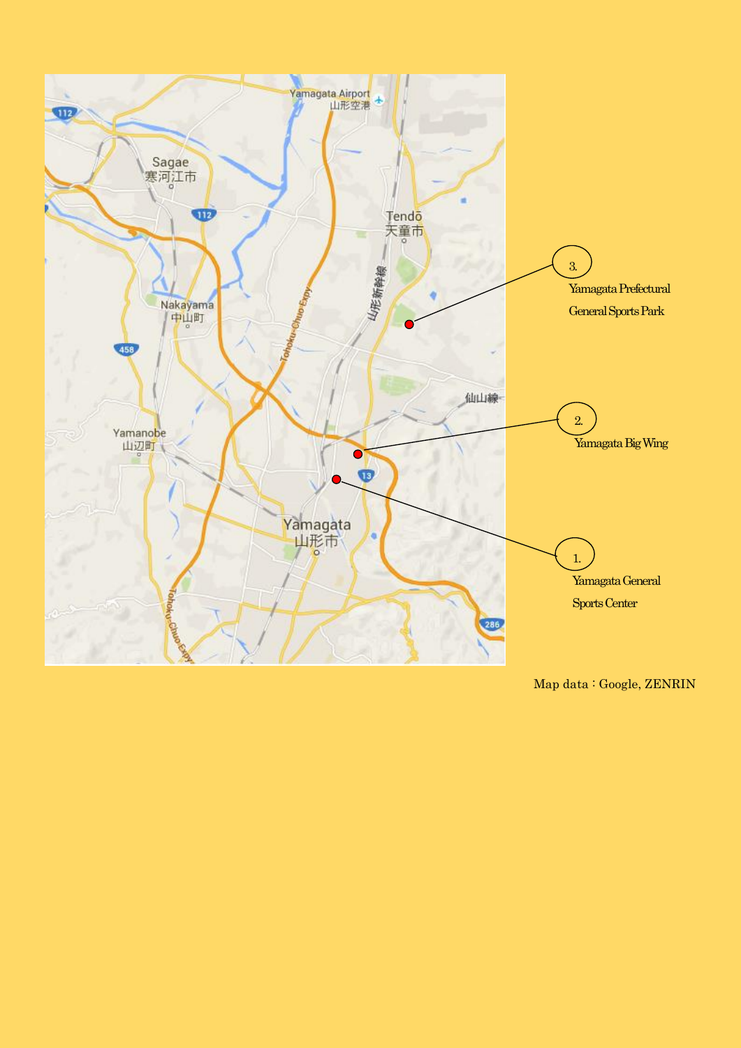Yamagata Airport
山形空港

Sagae
寒河江市

Tendō
天童市

Nakayama
中山町

Yamanobe
山辺町

Yamagata
山形市

Tohoku-Chuo Expy

山形新幹線

仙山線

112

458

13

286

3. Yamagata Prefectural General Sports Park

2. Yamagata Big Wing

1. Yamagata General Sports Center

Map data : Google, ZENRIN